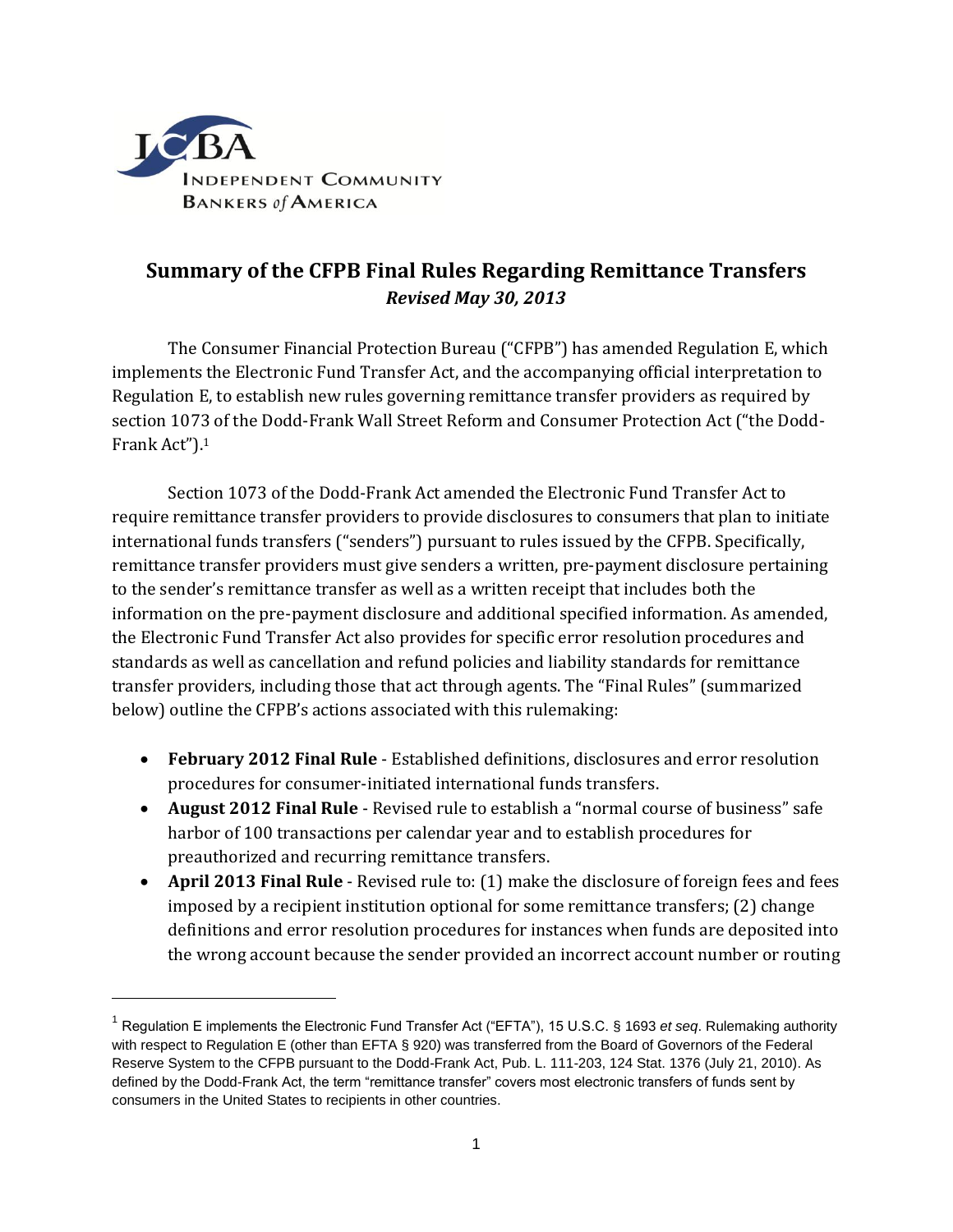# Summary of the CFPB Final Rules Regarding Remittance Transfers

***Revised May 30, 2013***

The Consumer Financial Protection Bureau ("CFPB") has amended Regulation E, which implements the Electronic Fund Transfer Act, and the accompanying official interpretation to Regulation E, to establish new rules governing remittance transfer providers as required by section 1073 of the Dodd-Frank Wall Street Reform and Consumer Protection Act ("the Dodd-Frank Act").[1]

Section 1073 of the Dodd-Frank Act amended the Electronic Fund Transfer Act to require remittance transfer providers to provide disclosures to consumers that plan to initiate international funds transfers ("senders") pursuant to rules issued by the CFPB. Specifically, remittance transfer providers must give senders a written, pre-payment disclosure pertaining to the sender's remittance transfer as well as a written receipt that includes both the information on the pre-payment disclosure and additional specified information. As amended, the Electronic Fund Transfer Act also provides for specific error resolution procedures and standards as well as cancellation and refund policies and liability standards for remittance transfer providers, including those that act through agents. The "Final Rules" (summarized below) outline the CFPB's actions associated with this rulemaking:

- **February 2012 Final Rule** - Established definitions, disclosures and error resolution procedures for consumer-initiated international funds transfers.
- **August 2012 Final Rule** - Revised rule to establish a "normal course of business" safe harbor of 100 transactions per calendar year and to establish procedures for preauthorized and recurring remittance transfers.
- **April 2013 Final Rule** - Revised rule to: (1) make the disclosure of foreign fees and fees imposed by a recipient institution optional for some remittance transfers; (2) change definitions and error resolution procedures for instances when funds are deposited into the wrong account because the sender provided an incorrect account number or routing

---

[1] Regulation E implements the Electronic Fund Transfer Act ("EFTA"), 15 U.S.C. § 1693 *et seq*. Rulemaking authority with respect to Regulation E (other than EFTA § 920) was transferred from the Board of Governors of the Federal Reserve System to the CFPB pursuant to the Dodd-Frank Act, Pub. L. 111-203, 124 Stat. 1376 (July 21, 2010). As defined by the Dodd-Frank Act, the term "remittance transfer" covers most electronic transfers of funds sent by consumers in the United States to recipients in other countries.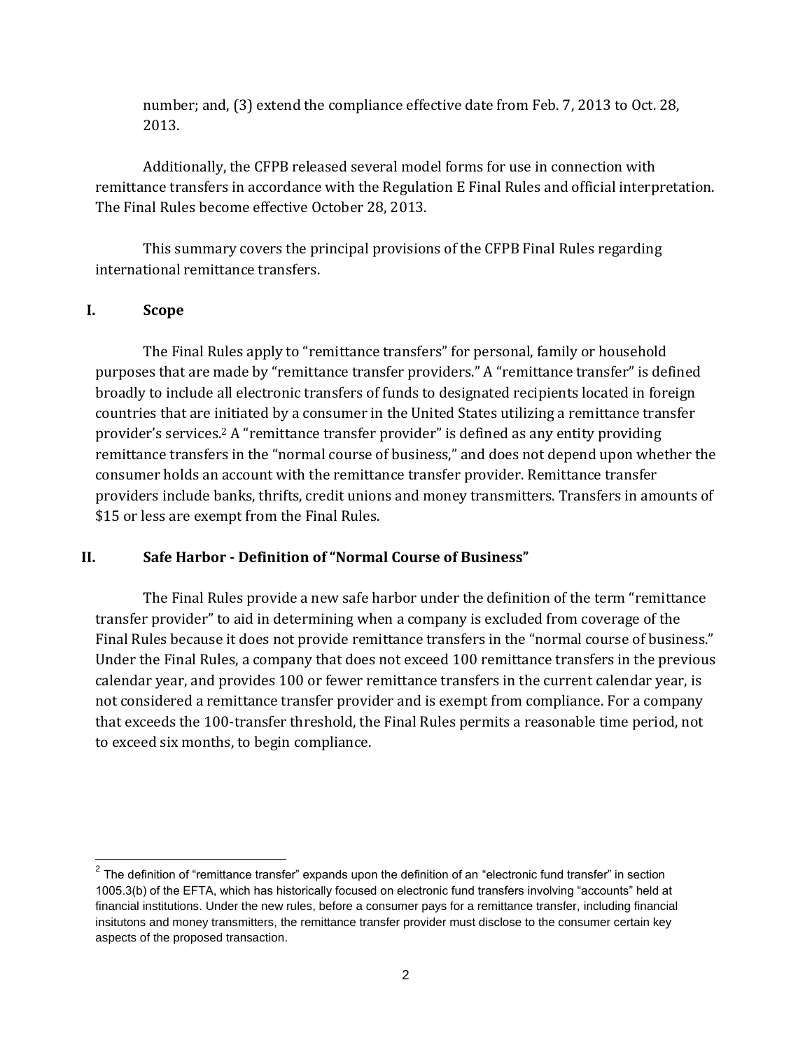number; and, (3) extend the compliance effective date from Feb. 7, 2013 to Oct. 28, 2013.

Additionally, the CFPB released several model forms for use in connection with remittance transfers in accordance with the Regulation E Final Rules and official interpretation. The Final Rules become effective October 28, 2013.

This summary covers the principal provisions of the CFPB Final Rules regarding international remittance transfers.

## I. Scope

The Final Rules apply to "remittance transfers" for personal, family or household purposes that are made by "remittance transfer providers." A "remittance transfer" is defined broadly to include all electronic transfers of funds to designated recipients located in foreign countries that are initiated by a consumer in the United States utilizing a remittance transfer provider's services.[2] A "remittance transfer provider" is defined as any entity providing remittance transfers in the "normal course of business," and does not depend upon whether the consumer holds an account with the remittance transfer provider. Remittance transfer providers include banks, thrifts, credit unions and money transmitters. Transfers in amounts of $15 or less are exempt from the Final Rules.

## II. Safe Harbor - Definition of "Normal Course of Business"

The Final Rules provide a new safe harbor under the definition of the term "remittance transfer provider" to aid in determining when a company is excluded from coverage of the Final Rules because it does not provide remittance transfers in the "normal course of business." Under the Final Rules, a company that does not exceed 100 remittance transfers in the previous calendar year, and provides 100 or fewer remittance transfers in the current calendar year, is not considered a remittance transfer provider and is exempt from compliance. For a company that exceeds the 100-transfer threshold, the Final Rules permits a reasonable time period, not to exceed six months, to begin compliance.

---

[2] The definition of "remittance transfer" expands upon the definition of an "electronic fund transfer" in section 1005.3(b) of the EFTA, which has historically focused on electronic fund transfers involving "accounts" held at financial institutions. Under the new rules, before a consumer pays for a remittance transfer, including financial insitutons and money transmitters, the remittance transfer provider must disclose to the consumer certain key aspects of the proposed transaction.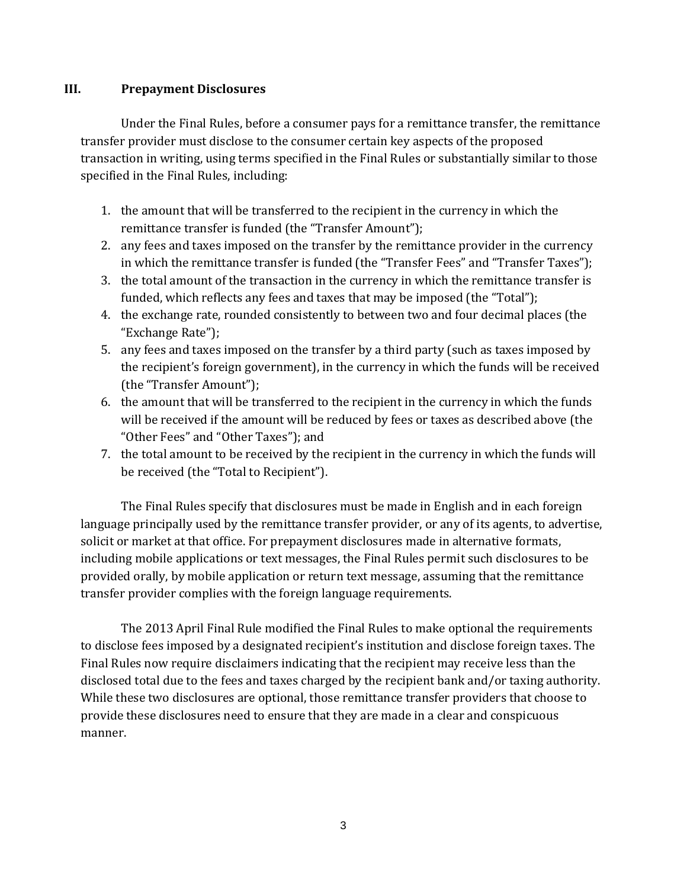## III. Prepayment Disclosures

Under the Final Rules, before a consumer pays for a remittance transfer, the remittance transfer provider must disclose to the consumer certain key aspects of the proposed transaction in writing, using terms specified in the Final Rules or substantially similar to those specified in the Final Rules, including:

1. the amount that will be transferred to the recipient in the currency in which the remittance transfer is funded (the "Transfer Amount");
2. any fees and taxes imposed on the transfer by the remittance provider in the currency in which the remittance transfer is funded (the "Transfer Fees" and "Transfer Taxes");
3. the total amount of the transaction in the currency in which the remittance transfer is funded, which reflects any fees and taxes that may be imposed (the "Total");
4. the exchange rate, rounded consistently to between two and four decimal places (the "Exchange Rate");
5. any fees and taxes imposed on the transfer by a third party (such as taxes imposed by the recipient's foreign government), in the currency in which the funds will be received (the "Transfer Amount");
6. the amount that will be transferred to the recipient in the currency in which the funds will be received if the amount will be reduced by fees or taxes as described above (the "Other Fees" and "Other Taxes"); and
7. the total amount to be received by the recipient in the currency in which the funds will be received (the "Total to Recipient").

The Final Rules specify that disclosures must be made in English and in each foreign language principally used by the remittance transfer provider, or any of its agents, to advertise, solicit or market at that office. For prepayment disclosures made in alternative formats, including mobile applications or text messages, the Final Rules permit such disclosures to be provided orally, by mobile application or return text message, assuming that the remittance transfer provider complies with the foreign language requirements.

The 2013 April Final Rule modified the Final Rules to make optional the requirements to disclose fees imposed by a designated recipient's institution and disclose foreign taxes. The Final Rules now require disclaimers indicating that the recipient may receive less than the disclosed total due to the fees and taxes charged by the recipient bank and/or taxing authority. While these two disclosures are optional, those remittance transfer providers that choose to provide these disclosures need to ensure that they are made in a clear and conspicuous manner.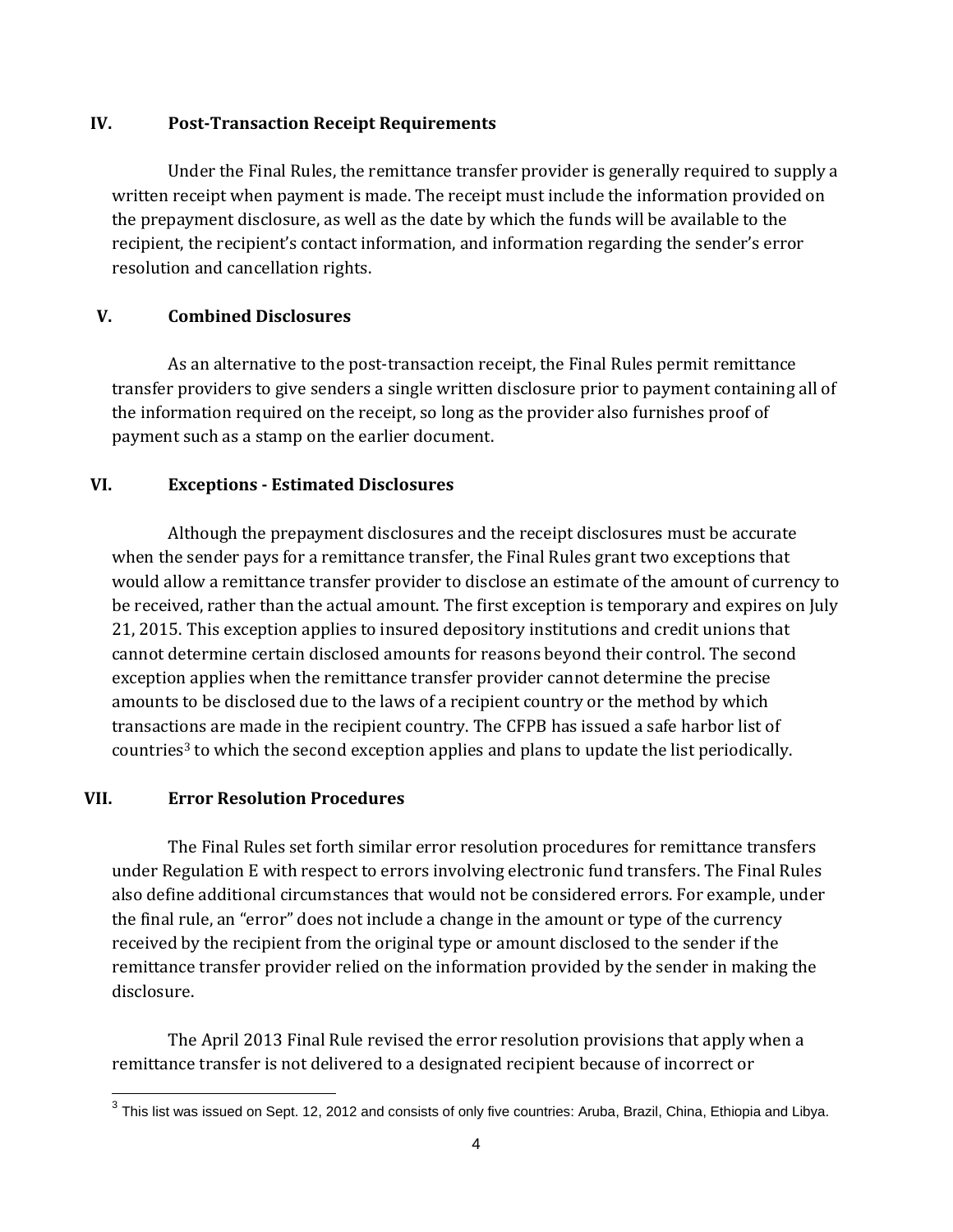## IV. Post-Transaction Receipt Requirements

Under the Final Rules, the remittance transfer provider is generally required to supply a written receipt when payment is made. The receipt must include the information provided on the prepayment disclosure, as well as the date by which the funds will be available to the recipient, the recipient's contact information, and information regarding the sender's error resolution and cancellation rights.

## V. Combined Disclosures

As an alternative to the post-transaction receipt, the Final Rules permit remittance transfer providers to give senders a single written disclosure prior to payment containing all of the information required on the receipt, so long as the provider also furnishes proof of payment such as a stamp on the earlier document.

## VI. Exceptions - Estimated Disclosures

Although the prepayment disclosures and the receipt disclosures must be accurate when the sender pays for a remittance transfer, the Final Rules grant two exceptions that would allow a remittance transfer provider to disclose an estimate of the amount of currency to be received, rather than the actual amount. The first exception is temporary and expires on July 21, 2015. This exception applies to insured depository institutions and credit unions that cannot determine certain disclosed amounts for reasons beyond their control. The second exception applies when the remittance transfer provider cannot determine the precise amounts to be disclosed due to the laws of a recipient country or the method by which transactions are made in the recipient country. The CFPB has issued a safe harbor list of countries[3] to which the second exception applies and plans to update the list periodically.

## VII. Error Resolution Procedures

The Final Rules set forth similar error resolution procedures for remittance transfers under Regulation E with respect to errors involving electronic fund transfers. The Final Rules also define additional circumstances that would not be considered errors. For example, under the final rule, an "error" does not include a change in the amount or type of the currency received by the recipient from the original type or amount disclosed to the sender if the remittance transfer provider relied on the information provided by the sender in making the disclosure.

The April 2013 Final Rule revised the error resolution provisions that apply when a remittance transfer is not delivered to a designated recipient because of incorrect or

---

[3] This list was issued on Sept. 12, 2012 and consists of only five countries: Aruba, Brazil, China, Ethiopia and Libya.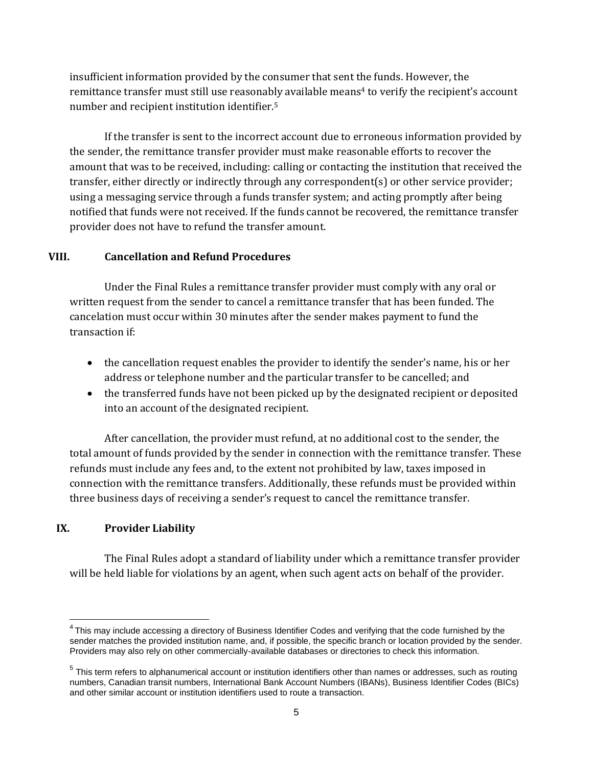insufficient information provided by the consumer that sent the funds. However, the remittance transfer must still use reasonably available means[4] to verify the recipient's account number and recipient institution identifier.[5]

If the transfer is sent to the incorrect account due to erroneous information provided by the sender, the remittance transfer provider must make reasonable efforts to recover the amount that was to be received, including: calling or contacting the institution that received the transfer, either directly or indirectly through any correspondent(s) or other service provider; using a messaging service through a funds transfer system; and acting promptly after being notified that funds were not received. If the funds cannot be recovered, the remittance transfer provider does not have to refund the transfer amount.

## VIII. Cancellation and Refund Procedures

Under the Final Rules a remittance transfer provider must comply with any oral or written request from the sender to cancel a remittance transfer that has been funded. The cancelation must occur within 30 minutes after the sender makes payment to fund the transaction if:

- the cancellation request enables the provider to identify the sender's name, his or her address or telephone number and the particular transfer to be cancelled; and
- the transferred funds have not been picked up by the designated recipient or deposited into an account of the designated recipient.

After cancellation, the provider must refund, at no additional cost to the sender, the total amount of funds provided by the sender in connection with the remittance transfer. These refunds must include any fees and, to the extent not prohibited by law, taxes imposed in connection with the remittance transfers. Additionally, these refunds must be provided within three business days of receiving a sender's request to cancel the remittance transfer.

## IX. Provider Liability

The Final Rules adopt a standard of liability under which a remittance transfer provider will be held liable for violations by an agent, when such agent acts on behalf of the provider.

---

[4] This may include accessing a directory of Business Identifier Codes and verifying that the code furnished by the sender matches the provided institution name, and, if possible, the specific branch or location provided by the sender. Providers may also rely on other commercially-available databases or directories to check this information.

[5] This term refers to alphanumerical account or institution identifiers other than names or addresses, such as routing numbers, Canadian transit numbers, International Bank Account Numbers (IBANs), Business Identifier Codes (BICs) and other similar account or institution identifiers used to route a transaction.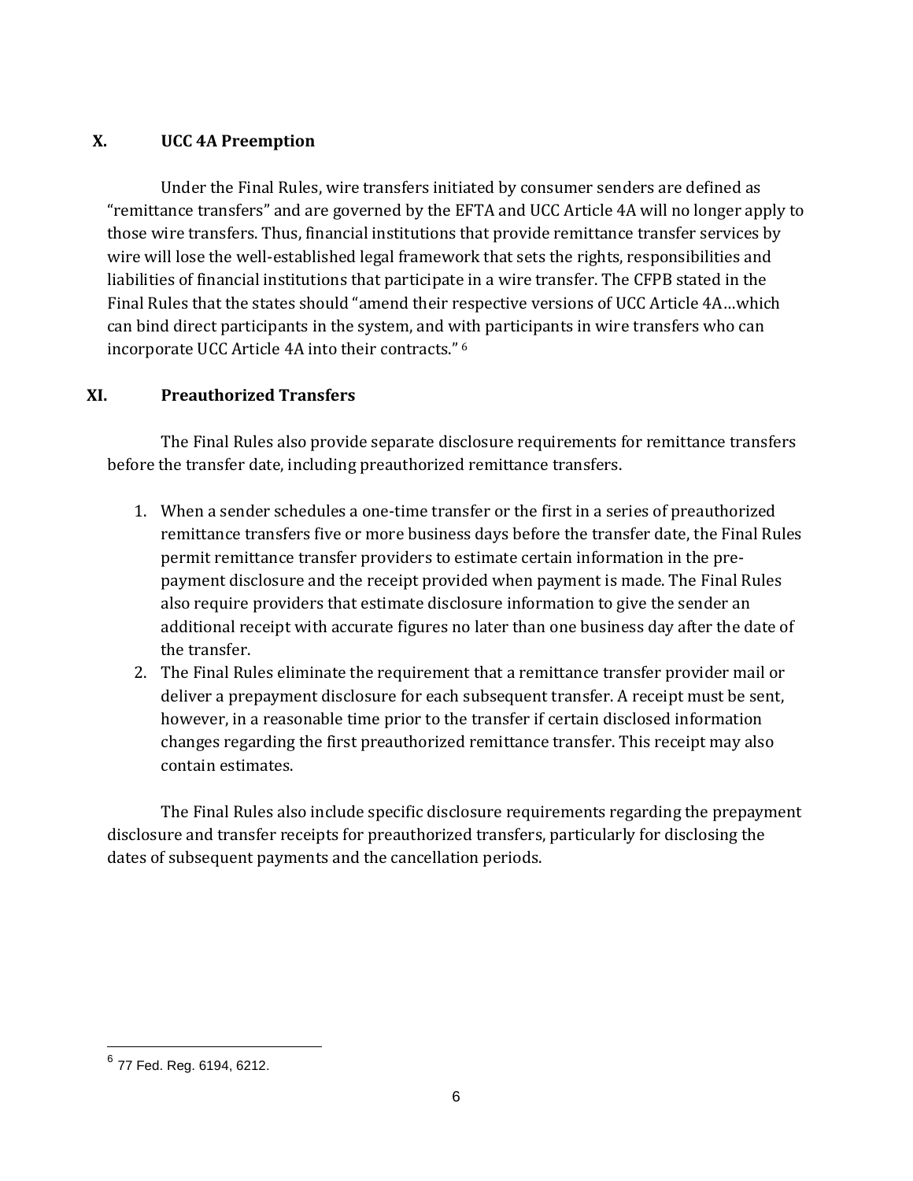## X. UCC 4A Preemption

Under the Final Rules, wire transfers initiated by consumer senders are defined as "remittance transfers" and are governed by the EFTA and UCC Article 4A will no longer apply to those wire transfers. Thus, financial institutions that provide remittance transfer services by wire will lose the well-established legal framework that sets the rights, responsibilities and liabilities of financial institutions that participate in a wire transfer. The CFPB stated in the Final Rules that the states should "amend their respective versions of UCC Article 4A…which can bind direct participants in the system, and with participants in wire transfers who can incorporate UCC Article 4A into their contracts." [6]

## XI. Preauthorized Transfers

The Final Rules also provide separate disclosure requirements for remittance transfers before the transfer date, including preauthorized remittance transfers.

1. When a sender schedules a one-time transfer or the first in a series of preauthorized remittance transfers five or more business days before the transfer date, the Final Rules permit remittance transfer providers to estimate certain information in the pre-payment disclosure and the receipt provided when payment is made. The Final Rules also require providers that estimate disclosure information to give the sender an additional receipt with accurate figures no later than one business day after the date of the transfer.
2. The Final Rules eliminate the requirement that a remittance transfer provider mail or deliver a prepayment disclosure for each subsequent transfer. A receipt must be sent, however, in a reasonable time prior to the transfer if certain disclosed information changes regarding the first preauthorized remittance transfer. This receipt may also contain estimates.

The Final Rules also include specific disclosure requirements regarding the prepayment disclosure and transfer receipts for preauthorized transfers, particularly for disclosing the dates of subsequent payments and the cancellation periods.

---

[6] 77 Fed. Reg. 6194, 6212.